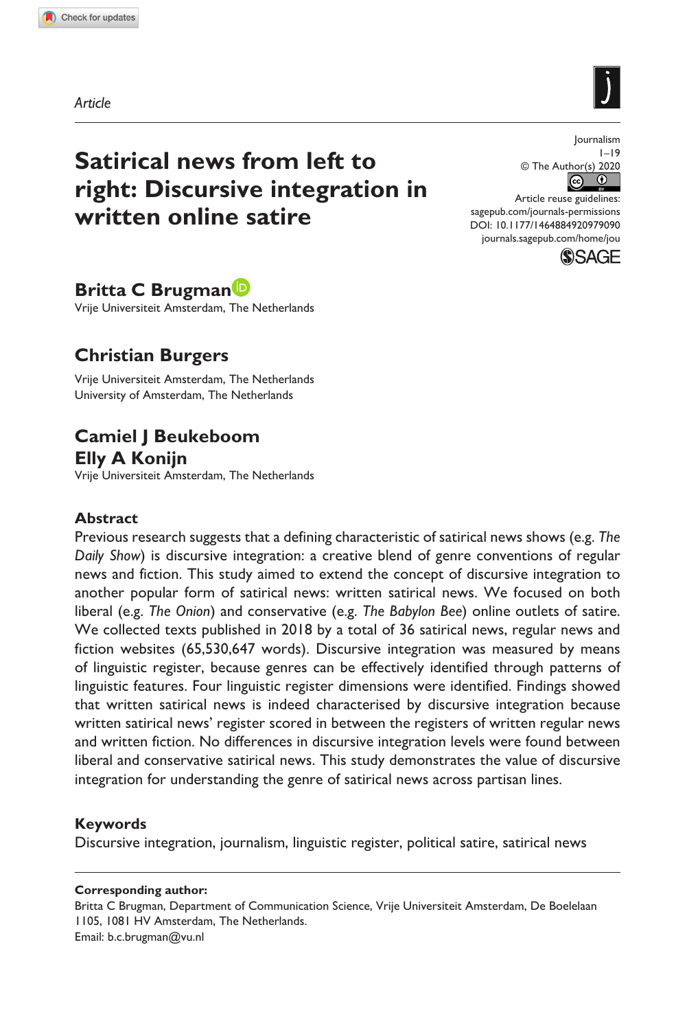*Article*

# Satirical news from left to right: Discursive integration in written online satire

Journalism

1–19

© The Author(s) 2020

Article reuse guidelines:
sagepub.com/journals-permissions

DOI: 10.1177/1464884920979090

journals.sagepub.com/home/jou

**Britta C Brugman**

Vrije Universiteit Amsterdam, The Netherlands

**Christian Burgers**

Vrije Universiteit Amsterdam, The Netherlands
University of Amsterdam, The Netherlands

**Camiel J Beukeboom**
**Elly A Konijn**

Vrije Universiteit Amsterdam, The Netherlands

## Abstract

Previous research suggests that a defining characteristic of satirical news shows (e.g. *The Daily Show*) is discursive integration: a creative blend of genre conventions of regular news and fiction. This study aimed to extend the concept of discursive integration to another popular form of satirical news: written satirical news. We focused on both liberal (e.g. *The Onion*) and conservative (e.g. *The Babylon Bee*) online outlets of satire. We collected texts published in 2018 by a total of 36 satirical news, regular news and fiction websites (65,530,647 words). Discursive integration was measured by means of linguistic register, because genres can be effectively identified through patterns of linguistic features. Four linguistic register dimensions were identified. Findings showed that written satirical news is indeed characterised by discursive integration because written satirical news' register scored in between the registers of written regular news and written fiction. No differences in discursive integration levels were found between liberal and conservative satirical news. This study demonstrates the value of discursive integration for understanding the genre of satirical news across partisan lines.

## Keywords

Discursive integration, journalism, linguistic register, political satire, satirical news

**Corresponding author:**

Britta C Brugman, Department of Communication Science, Vrije Universiteit Amsterdam, De Boelelaan 1105, 1081 HV Amsterdam, The Netherlands.
Email: b.c.brugman@vu.nl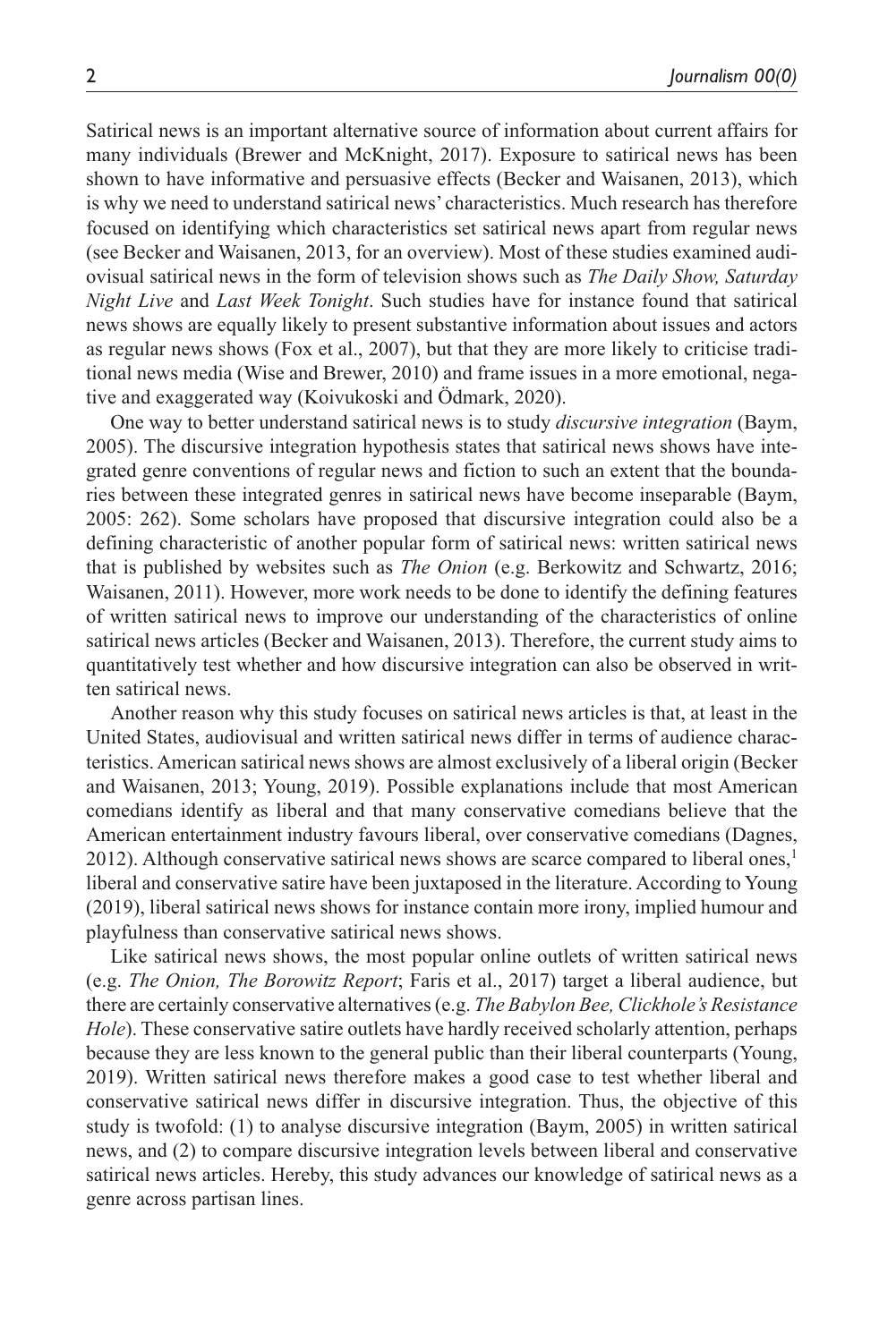Satirical news is an important alternative source of information about current affairs for many individuals (Brewer and McKnight, 2017). Exposure to satirical news has been shown to have informative and persuasive effects (Becker and Waisanen, 2013), which is why we need to understand satirical news' characteristics. Much research has therefore focused on identifying which characteristics set satirical news apart from regular news (see Becker and Waisanen, 2013, for an overview). Most of these studies examined audiovisual satirical news in the form of television shows such as *The Daily Show, Saturday Night Live* and *Last Week Tonight*. Such studies have for instance found that satirical news shows are equally likely to present substantive information about issues and actors as regular news shows (Fox et al., 2007), but that they are more likely to criticise traditional news media (Wise and Brewer, 2010) and frame issues in a more emotional, negative and exaggerated way (Koivukoski and Ödmark, 2020).

One way to better understand satirical news is to study *discursive integration* (Baym, 2005). The discursive integration hypothesis states that satirical news shows have integrated genre conventions of regular news and fiction to such an extent that the boundaries between these integrated genres in satirical news have become inseparable (Baym, 2005: 262). Some scholars have proposed that discursive integration could also be a defining characteristic of another popular form of satirical news: written satirical news that is published by websites such as *The Onion* (e.g. Berkowitz and Schwartz, 2016; Waisanen, 2011). However, more work needs to be done to identify the defining features of written satirical news to improve our understanding of the characteristics of online satirical news articles (Becker and Waisanen, 2013). Therefore, the current study aims to quantitatively test whether and how discursive integration can also be observed in written satirical news.

Another reason why this study focuses on satirical news articles is that, at least in the United States, audiovisual and written satirical news differ in terms of audience characteristics. American satirical news shows are almost exclusively of a liberal origin (Becker and Waisanen, 2013; Young, 2019). Possible explanations include that most American comedians identify as liberal and that many conservative comedians believe that the American entertainment industry favours liberal, over conservative comedians (Dagnes, 2012). Although conservative satirical news shows are scarce compared to liberal ones,[1] liberal and conservative satire have been juxtaposed in the literature. According to Young (2019), liberal satirical news shows for instance contain more irony, implied humour and playfulness than conservative satirical news shows.

Like satirical news shows, the most popular online outlets of written satirical news (e.g. *The Onion, The Borowitz Report*; Faris et al., 2017) target a liberal audience, but there are certainly conservative alternatives (e.g. *The Babylon Bee, Clickhole's Resistance Hole*). These conservative satire outlets have hardly received scholarly attention, perhaps because they are less known to the general public than their liberal counterparts (Young, 2019). Written satirical news therefore makes a good case to test whether liberal and conservative satirical news differ in discursive integration. Thus, the objective of this study is twofold: (1) to analyse discursive integration (Baym, 2005) in written satirical news, and (2) to compare discursive integration levels between liberal and conservative satirical news articles. Hereby, this study advances our knowledge of satirical news as a genre across partisan lines.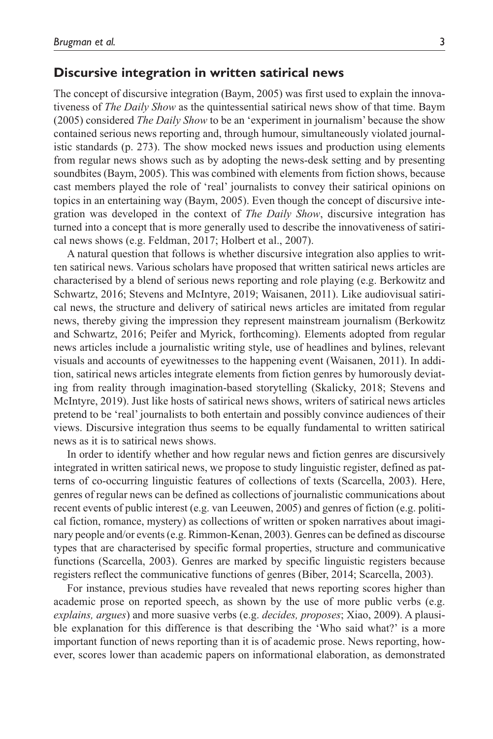## Discursive integration in written satirical news

The concept of discursive integration (Baym, 2005) was first used to explain the innovativeness of *The Daily Show* as the quintessential satirical news show of that time. Baym (2005) considered *The Daily Show* to be an 'experiment in journalism' because the show contained serious news reporting and, through humour, simultaneously violated journalistic standards (p. 273). The show mocked news issues and production using elements from regular news shows such as by adopting the news-desk setting and by presenting soundbites (Baym, 2005). This was combined with elements from fiction shows, because cast members played the role of 'real' journalists to convey their satirical opinions on topics in an entertaining way (Baym, 2005). Even though the concept of discursive integration was developed in the context of *The Daily Show*, discursive integration has turned into a concept that is more generally used to describe the innovativeness of satirical news shows (e.g. Feldman, 2017; Holbert et al., 2007).

A natural question that follows is whether discursive integration also applies to written satirical news. Various scholars have proposed that written satirical news articles are characterised by a blend of serious news reporting and role playing (e.g. Berkowitz and Schwartz, 2016; Stevens and McIntyre, 2019; Waisanen, 2011). Like audiovisual satirical news, the structure and delivery of satirical news articles are imitated from regular news, thereby giving the impression they represent mainstream journalism (Berkowitz and Schwartz, 2016; Peifer and Myrick, forthcoming). Elements adopted from regular news articles include a journalistic writing style, use of headlines and bylines, relevant visuals and accounts of eyewitnesses to the happening event (Waisanen, 2011). In addition, satirical news articles integrate elements from fiction genres by humorously deviating from reality through imagination-based storytelling (Skalicky, 2018; Stevens and McIntyre, 2019). Just like hosts of satirical news shows, writers of satirical news articles pretend to be 'real' journalists to both entertain and possibly convince audiences of their views. Discursive integration thus seems to be equally fundamental to written satirical news as it is to satirical news shows.

In order to identify whether and how regular news and fiction genres are discursively integrated in written satirical news, we propose to study linguistic register, defined as patterns of co-occurring linguistic features of collections of texts (Scarcella, 2003). Here, genres of regular news can be defined as collections of journalistic communications about recent events of public interest (e.g. van Leeuwen, 2005) and genres of fiction (e.g. political fiction, romance, mystery) as collections of written or spoken narratives about imaginary people and/or events (e.g. Rimmon-Kenan, 2003). Genres can be defined as discourse types that are characterised by specific formal properties, structure and communicative functions (Scarcella, 2003). Genres are marked by specific linguistic registers because registers reflect the communicative functions of genres (Biber, 2014; Scarcella, 2003).

For instance, previous studies have revealed that news reporting scores higher than academic prose on reported speech, as shown by the use of more public verbs (e.g. *explains, argues*) and more suasive verbs (e.g. *decides, proposes*; Xiao, 2009). A plausible explanation for this difference is that describing the 'Who said what?' is a more important function of news reporting than it is of academic prose. News reporting, however, scores lower than academic papers on informational elaboration, as demonstrated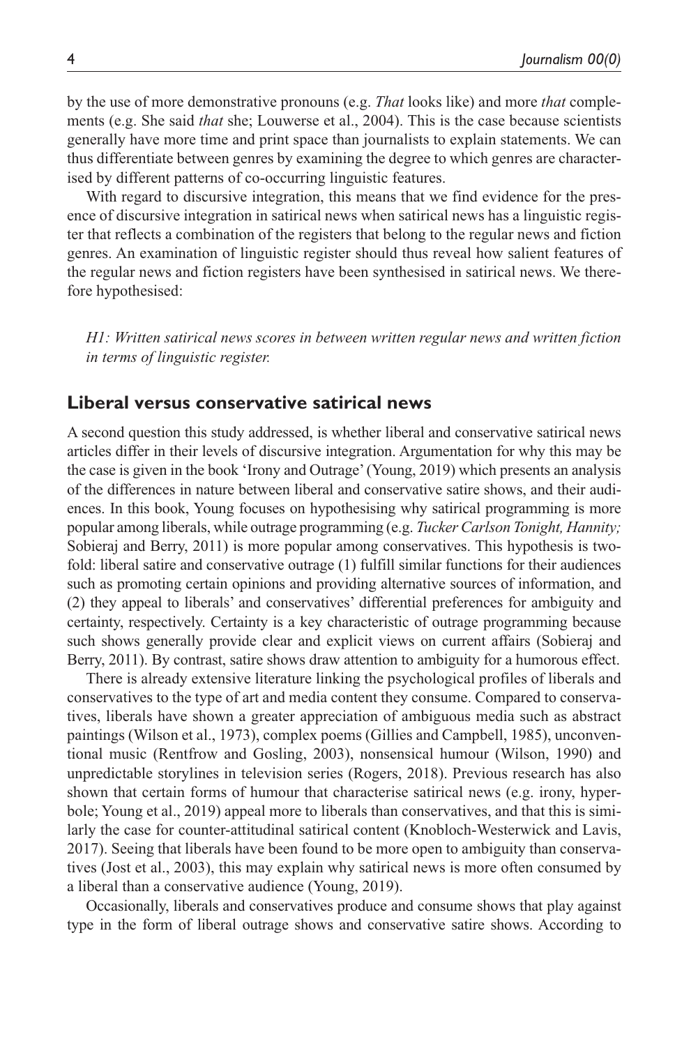by the use of more demonstrative pronouns (e.g. *That* looks like) and more *that* complements (e.g. She said *that* she; Louwerse et al., 2004). This is the case because scientists generally have more time and print space than journalists to explain statements. We can thus differentiate between genres by examining the degree to which genres are characterised by different patterns of co-occurring linguistic features.

With regard to discursive integration, this means that we find evidence for the presence of discursive integration in satirical news when satirical news has a linguistic register that reflects a combination of the registers that belong to the regular news and fiction genres. An examination of linguistic register should thus reveal how salient features of the regular news and fiction registers have been synthesised in satirical news. We therefore hypothesised:

*H1: Written satirical news scores in between written regular news and written fiction in terms of linguistic register.*

## Liberal versus conservative satirical news

A second question this study addressed, is whether liberal and conservative satirical news articles differ in their levels of discursive integration. Argumentation for why this may be the case is given in the book 'Irony and Outrage' (Young, 2019) which presents an analysis of the differences in nature between liberal and conservative satire shows, and their audiences. In this book, Young focuses on hypothesising why satirical programming is more popular among liberals, while outrage programming (e.g. *Tucker Carlson Tonight, Hannity;* Sobieraj and Berry, 2011) is more popular among conservatives. This hypothesis is twofold: liberal satire and conservative outrage (1) fulfill similar functions for their audiences such as promoting certain opinions and providing alternative sources of information, and (2) they appeal to liberals' and conservatives' differential preferences for ambiguity and certainty, respectively. Certainty is a key characteristic of outrage programming because such shows generally provide clear and explicit views on current affairs (Sobieraj and Berry, 2011). By contrast, satire shows draw attention to ambiguity for a humorous effect.

There is already extensive literature linking the psychological profiles of liberals and conservatives to the type of art and media content they consume. Compared to conservatives, liberals have shown a greater appreciation of ambiguous media such as abstract paintings (Wilson et al., 1973), complex poems (Gillies and Campbell, 1985), unconventional music (Rentfrow and Gosling, 2003), nonsensical humour (Wilson, 1990) and unpredictable storylines in television series (Rogers, 2018). Previous research has also shown that certain forms of humour that characterise satirical news (e.g. irony, hyperbole; Young et al., 2019) appeal more to liberals than conservatives, and that this is similarly the case for counter-attitudinal satirical content (Knobloch-Westerwick and Lavis, 2017). Seeing that liberals have been found to be more open to ambiguity than conservatives (Jost et al., 2003), this may explain why satirical news is more often consumed by a liberal than a conservative audience (Young, 2019).

Occasionally, liberals and conservatives produce and consume shows that play against type in the form of liberal outrage shows and conservative satire shows. According to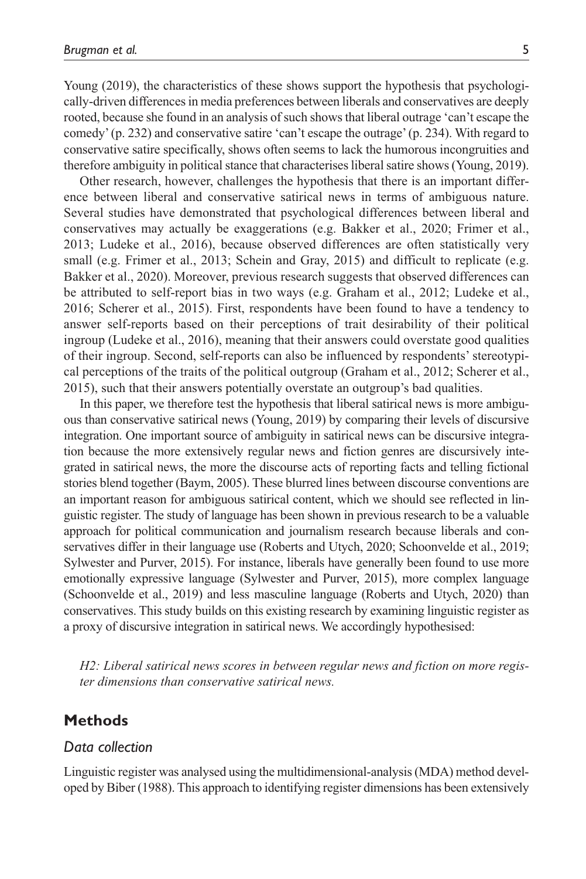Young (2019), the characteristics of these shows support the hypothesis that psychologically-driven differences in media preferences between liberals and conservatives are deeply rooted, because she found in an analysis of such shows that liberal outrage 'can't escape the comedy' (p. 232) and conservative satire 'can't escape the outrage' (p. 234). With regard to conservative satire specifically, shows often seems to lack the humorous incongruities and therefore ambiguity in political stance that characterises liberal satire shows (Young, 2019).

Other research, however, challenges the hypothesis that there is an important difference between liberal and conservative satirical news in terms of ambiguous nature. Several studies have demonstrated that psychological differences between liberal and conservatives may actually be exaggerations (e.g. Bakker et al., 2020; Frimer et al., 2013; Ludeke et al., 2016), because observed differences are often statistically very small (e.g. Frimer et al., 2013; Schein and Gray, 2015) and difficult to replicate (e.g. Bakker et al., 2020). Moreover, previous research suggests that observed differences can be attributed to self-report bias in two ways (e.g. Graham et al., 2012; Ludeke et al., 2016; Scherer et al., 2015). First, respondents have been found to have a tendency to answer self-reports based on their perceptions of trait desirability of their political ingroup (Ludeke et al., 2016), meaning that their answers could overstate good qualities of their ingroup. Second, self-reports can also be influenced by respondents' stereotypical perceptions of the traits of the political outgroup (Graham et al., 2012; Scherer et al., 2015), such that their answers potentially overstate an outgroup's bad qualities.

In this paper, we therefore test the hypothesis that liberal satirical news is more ambiguous than conservative satirical news (Young, 2019) by comparing their levels of discursive integration. One important source of ambiguity in satirical news can be discursive integration because the more extensively regular news and fiction genres are discursively integrated in satirical news, the more the discourse acts of reporting facts and telling fictional stories blend together (Baym, 2005). These blurred lines between discourse conventions are an important reason for ambiguous satirical content, which we should see reflected in linguistic register. The study of language has been shown in previous research to be a valuable approach for political communication and journalism research because liberals and conservatives differ in their language use (Roberts and Utych, 2020; Schoonvelde et al., 2019; Sylwester and Purver, 2015). For instance, liberals have generally been found to use more emotionally expressive language (Sylwester and Purver, 2015), more complex language (Schoonvelde et al., 2019) and less masculine language (Roberts and Utych, 2020) than conservatives. This study builds on this existing research by examining linguistic register as a proxy of discursive integration in satirical news. We accordingly hypothesised:

*H2: Liberal satirical news scores in between regular news and fiction on more register dimensions than conservative satirical news.*

## Methods

### Data collection

Linguistic register was analysed using the multidimensional-analysis (MDA) method developed by Biber (1988). This approach to identifying register dimensions has been extensively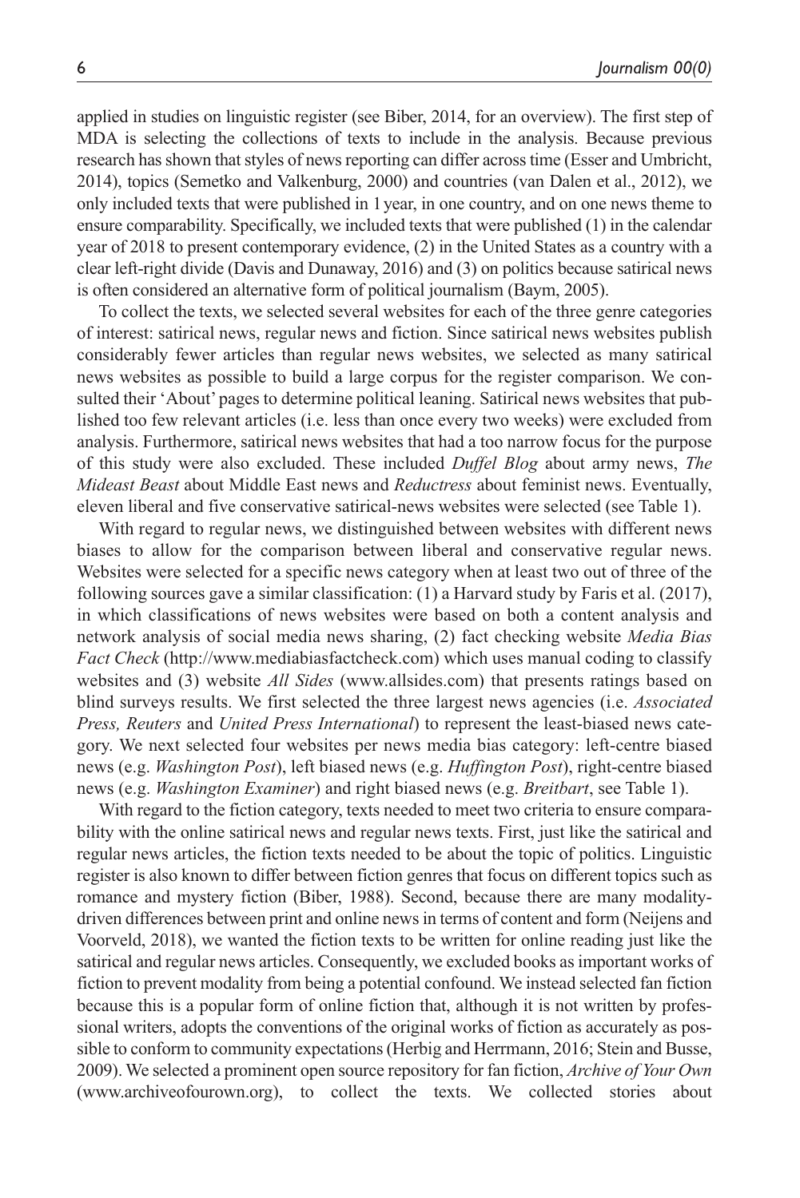applied in studies on linguistic register (see Biber, 2014, for an overview). The first step of MDA is selecting the collections of texts to include in the analysis. Because previous research has shown that styles of news reporting can differ across time (Esser and Umbricht, 2014), topics (Semetko and Valkenburg, 2000) and countries (van Dalen et al., 2012), we only included texts that were published in 1 year, in one country, and on one news theme to ensure comparability. Specifically, we included texts that were published (1) in the calendar year of 2018 to present contemporary evidence, (2) in the United States as a country with a clear left-right divide (Davis and Dunaway, 2016) and (3) on politics because satirical news is often considered an alternative form of political journalism (Baym, 2005).

To collect the texts, we selected several websites for each of the three genre categories of interest: satirical news, regular news and fiction. Since satirical news websites publish considerably fewer articles than regular news websites, we selected as many satirical news websites as possible to build a large corpus for the register comparison. We consulted their 'About' pages to determine political leaning. Satirical news websites that published too few relevant articles (i.e. less than once every two weeks) were excluded from analysis. Furthermore, satirical news websites that had a too narrow focus for the purpose of this study were also excluded. These included *Duffel Blog* about army news, *The Mideast Beast* about Middle East news and *Reductress* about feminist news. Eventually, eleven liberal and five conservative satirical-news websites were selected (see Table 1).

With regard to regular news, we distinguished between websites with different news biases to allow for the comparison between liberal and conservative regular news. Websites were selected for a specific news category when at least two out of three of the following sources gave a similar classification: (1) a Harvard study by Faris et al. (2017), in which classifications of news websites were based on both a content analysis and network analysis of social media news sharing, (2) fact checking website *Media Bias Fact Check* (http://www.mediabiasfactcheck.com) which uses manual coding to classify websites and (3) website *All Sides* (www.allsides.com) that presents ratings based on blind surveys results. We first selected the three largest news agencies (i.e. *Associated Press, Reuters* and *United Press International*) to represent the least-biased news category. We next selected four websites per news media bias category: left-centre biased news (e.g. *Washington Post*), left biased news (e.g. *Huffington Post*), right-centre biased news (e.g. *Washington Examiner*) and right biased news (e.g. *Breitbart*, see Table 1).

With regard to the fiction category, texts needed to meet two criteria to ensure comparability with the online satirical news and regular news texts. First, just like the satirical and regular news articles, the fiction texts needed to be about the topic of politics. Linguistic register is also known to differ between fiction genres that focus on different topics such as romance and mystery fiction (Biber, 1988). Second, because there are many modality-driven differences between print and online news in terms of content and form (Neijens and Voorveld, 2018), we wanted the fiction texts to be written for online reading just like the satirical and regular news articles. Consequently, we excluded books as important works of fiction to prevent modality from being a potential confound. We instead selected fan fiction because this is a popular form of online fiction that, although it is not written by professional writers, adopts the conventions of the original works of fiction as accurately as possible to conform to community expectations (Herbig and Herrmann, 2016; Stein and Busse, 2009). We selected a prominent open source repository for fan fiction, *Archive of Your Own* (www.archiveofourown.org), to collect the texts. We collected stories about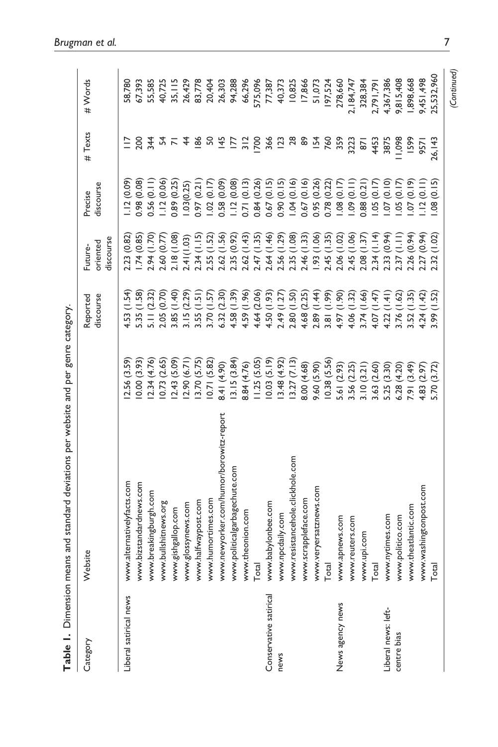**Table 1.** Dimension means and standard deviations per website and per genre category.

| Category | Website | | Reported discourse | Future-oriented discourse | Precise discourse | # Texts | # Words |
|---|---|---|---|---|---|---|---|
| Liberal satirical news | www.alternativelyfacts.com | 12.56 (3.59) | 4.53 (1.54) | 2.23 (0.82) | 1.12 (0.09) | 117 | 58,780 |
| | www.bizstandardnews.com | 10.00 (3.93) | 5.35 (1.58) | 1.74 (0.85) | 0.98 (0.08) | 200 | 67,393 |
| | www.breakingburgh.com | 12.34 (4.76) | 5.11 (2.32) | 2.94 (1.70) | 0.56 (0.11) | 344 | 55,585 |
| | www.bullshitnews.org | 10.73 (2.65) | 2.05 (0.70) | 2.60 (0.77) | 1.12 (0.06) | 54 | 40,725 |
| | www.gishgallop.com | 12.43 (5.09) | 3.85 (1.40) | 2.18 (1.08) | 0.89 (0.25) | 71 | 35,115 |
| | www.glossynews.com | 12.90 (6.71) | 3.15 (2.29) | 2.41(1.03) | 1.03(0.25) | 44 | 26,429 |
| | www.halfwaypost.com | 13.70 (5.75) | 3.55 (1.51) | 2.34 (1.15) | 0.97 (0.21) | 186 | 83,778 |
| | www.humortimes.com | 10.71 (5.82) | 3.70 (1.57) | 2.55 (1.52) | 1.02 (0.17) | 50 | 20,404 |
| | www.newyorker.com/humor/borowitz-report | 8.41 (4.90) | 6.32 (2.30) | 2.62 (1.56) | 0.58 (0.09) | 145 | 26,303 |
| | www.politicalgarbagechute.com | 13.15 (3.84) | 4.58 (1.39) | 2.35 (0.92) | 1.12 (0.08) | 177 | 94,288 |
| | www.theonion.com | 8.84 (4.76) | 4.59 (1.96) | 2.62 (1.43) | 0.71 (0.13) | 312 | 66,296 |
| | Total | 11.25 (5.05) | 4.64 (2.06) | 2.47 (1.35) | 0.84 (0.26) | 1700 | 575,096 |
| Conservative satirical news | www.babylonbee.com | 10.03 (5.19) | 4.50 (1.93) | 2.64 (1.46) | 0.67 (0.15) | 366 | 77,387 |
| | www.npcdaily.com | 13.48 (4.92) | 2.49 (1.27) | 2.56 (1.29) | 0.90 (0.15) | 123 | 40,373 |
| | www.resistancehole.clickhole.com | 13.27 (7.13) | 2.80 (1.50) | 2.35 (1.08) | 1.04 (0.16) | 28 | 10,825 |
| | www.scrappleface.com | 8.00 (4.68) | 4.68 (2.25) | 2.46 (1.33) | 0.67 (0.16) | 89 | 17,866 |
| | www.veryersatznews.com | 9.60 (5.90) | 2.89 (1.44) | 1.93 (1.06) | 0.95 (0.26) | 154 | 51,073 |
| | Total | 10.38 (5.56) | 3.81 (1.99) | 2.45 (1.35) | 0.78 (0.22) | 760 | 197,524 |
| News agency news | www.apnews.com | 5.61 (2.93) | 4.97 (1.90) | 2.06 (1.02) | 1.08 (0.17) | 359 | 278,660 |
| | www.reuters.com | 3.56 (2.25) | 4.06 (1.32) | 2.45 (1.06) | 1.09 (0.11) | 3223 | 2,184,747 |
| | www.upi.com | 3.10 (3.21) | 3.74 (1.66) | 2.08 (1.37) | 0.88 (0.21) | 871 | 328,384 |
| | Total | 3.63 (2.60) | 4.07 (1.47) | 2.34 (1.14) | 1.05 (0.17) | 4453 | 2,791,791 |
| Liberal news: left-centre bias | www.nytimes.com | 5.25 (3.30) | 4.22 (1.41) | 2.33 (0.94) | 1.07 (0.10) | 3875 | 4,367,386 |
| | www.politico.com | 6.28 (4.20) | 3.76 (1.62) | 2.37 (1.11) | 1.05 (0.17) | 11,098 | 9,815,408 |
| | www.theatlantic.com | 7.91 (3.49) | 3.52 (1.35) | 2.26 (0.94) | 1.07 (0.19) | 1599 | 1,898,668 |
| | www.washingtonpost.com | 4.83 (2.97) | 4.24 (1.42) | 2.27 (0.94) | 1.12 (0.11) | 9571 | 9,451,498 |
| | Total | 5.70 (3.72) | 3.99 (1.52) | 2.32 (1.02) | 1.08 (0.15) | 26,143 | 25,532,960 |

(Continued)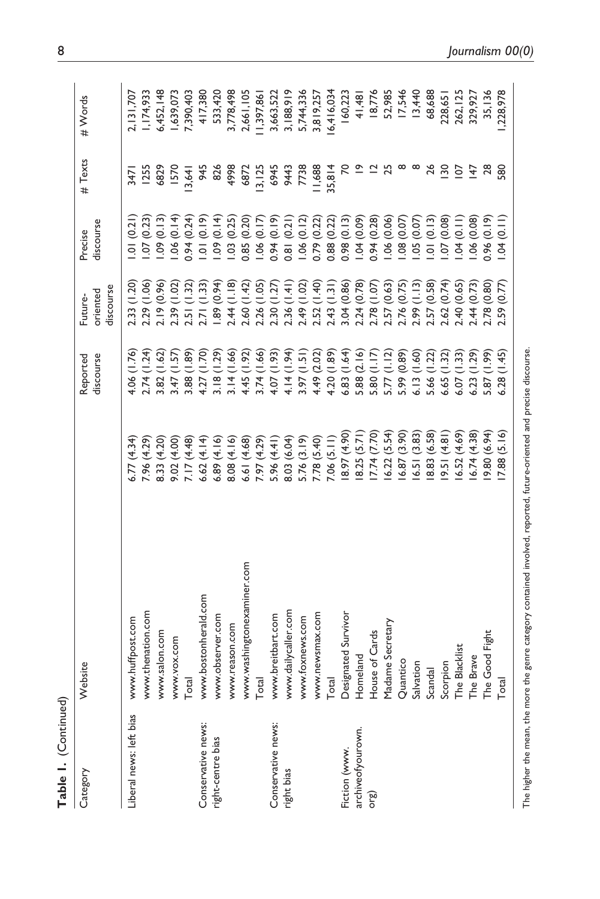**Table 1.** (Continued)

| Category | Website | Involved discourse | Reported discourse | Future-oriented discourse | Precise discourse | # Texts | # Words |
|---|---|---|---|---|---|---|---|
| Liberal news: left bias | www.huffpost.com | 6.77 (4.34) | 4.06 (1.76) | 2.33 (1.20) | 1.01 (0.21) | 3471 | 2,131,707 |
| | www.thenation.com | 7.96 (4.29) | 2.74 (1.24) | 2.29 (1.06) | 1.07 (0.23) | 1255 | 1,174,933 |
| | www.salon.com | 8.33 (4.20) | 3.82 (1.62) | 2.19 (0.96) | 1.09 (0.13) | 6829 | 6,452,148 |
| | www.vox.com | 9.02 (4.00) | 3.47 (1.57) | 2.39 (1.02) | 1.06 (0.14) | 1570 | 1,639,073 |
| | Total | 7.17 (4.48) | 3.88 (1.89) | 2.51 (1.32) | 0.94 (0.24) | 13,641 | 7,390,403 |
| Conservative news: right-centre bias | www.bostonherald.com | 6.62 (4.14) | 4.27 (1.70) | 2.71 (1.33) | 1.01 (0.19) | 945 | 417,380 |
| | www.observer.com | 6.89 (4.16) | 3.18 (1.29) | 1.89 (0.94) | 1.09 (0.14) | 826 | 533,420 |
| | www.reason.com | 8.08 (4.16) | 3.14 (1.66) | 2.44 (1.18) | 1.03 (0.25) | 4998 | 3,778,498 |
| | www.washingtonexaminer.com | 6.61 (4.68) | 4.45 (1.92) | 2.60 (1.42) | 0.85 (0.20) | 6872 | 2,661,105 |
| | Total | 7.97 (4.29) | 3.74 (1.66) | 2.26 (1.05) | 1.06 (0.17) | 13,125 | 11,397,861 |
| Conservative news: right bias | www.breitbart.com | 5.96 (4.41) | 4.07 (1.93) | 2.30 (1.27) | 0.94 (0.19) | 6945 | 3,663,522 |
| | www.dailycaller.com | 8.03 (6.04) | 4.14 (1.94) | 2.36 (1.41) | 0.81 (0.21) | 9443 | 3,188,919 |
| | www.foxnews.com | 5.76 (3.19) | 3.97 (1.51) | 2.49 (1.02) | 1.06 (0.12) | 7738 | 5,744,336 |
| | www.newsmax.com | 7.78 (5.40) | 4.49 (2.02) | 2.52 (1.40) | 0.79 (0.22) | 11,688 | 3,819,257 |
| | Total | 7.06 (5.11) | 4.20 (1.89) | 2.43 (1.31) | 0.88 (0.22) | 35,814 | 16,416,034 |
| Fiction (www.archiveofyourown.org) | Designated Survivor | 18.97 (4.90) | 6.83 (1.64) | 3.04 (0.86) | 0.98 (0.13) | 70 | 160,223 |
| | Homeland | 18.25 (5.71) | 5.88 (2.16) | 2.24 (0.78) | 1.04 (0.09) | 19 | 41,481 |
| | House of Cards | 17.74 (7.70) | 5.80 (1.17) | 2.78 (1.07) | 0.94 (0.28) | 12 | 18,776 |
| | Madame Secretary | 16.22 (5.54) | 5.77 (1.12) | 2.57 (0.63) | 1.06 (0.06) | 25 | 52,985 |
| | Quantico | 16.87 (3.90) | 5.99 (0.89) | 2.76 (0.75) | 1.08 (0.07) | 8 | 17,546 |
| | Salvation | 16.51 (3.83) | 6.13 (1.60) | 2.99 (1.13) | 1.05 (0.07) | 8 | 13,440 |
| | Scandal | 18.83 (6.58) | 5.66 (1.22) | 2.57 (0.58) | 1.01 (0.13) | 26 | 68,688 |
| | Scorpion | 19.51 (4.81) | 6.65 (1.32) | 2.62 (0.74) | 1.07 (0.08) | 130 | 228,651 |
| | The Blacklist | 16.52 (4.69) | 6.07 (1.33) | 2.40 (0.65) | 1.04 (0.11) | 107 | 262,125 |
| | The Brave | 16.74 (4.38) | 6.23 (1.29) | 2.44 (0.73) | 1.06 (0.08) | 147 | 329,927 |
| | The Good Fight | 19.80 (6.94) | 5.87 (1.99) | 2.78 (0.80) | 0.96 (0.19) | 28 | 35,136 |
| | Total | 17.88 (5.16) | 6.28 (1.45) | 2.59 (0.77) | 1.04 (0.11) | 580 | 1,228,978 |

The higher the mean, the more the genre category contained involved, reported, future-oriented and precise discourse.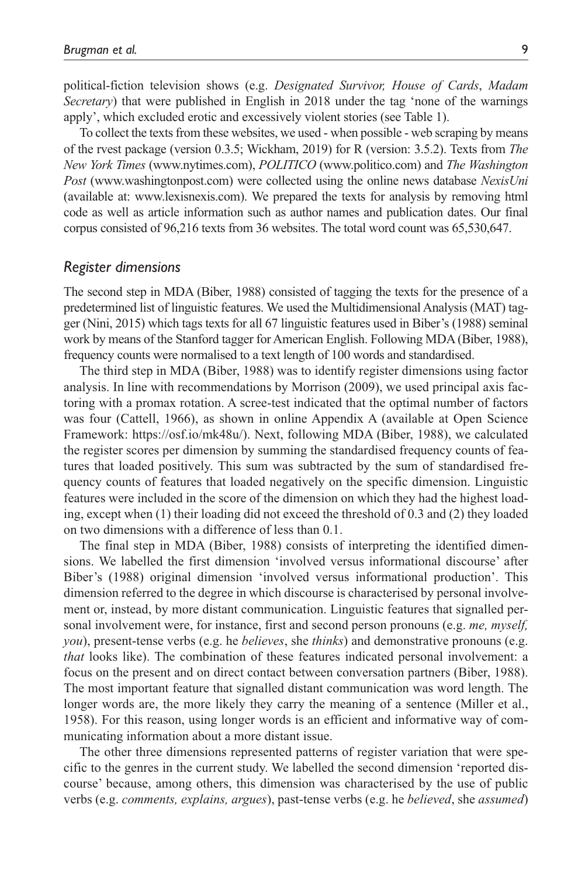political-fiction television shows (e.g. *Designated Survivor, House of Cards*, *Madam Secretary*) that were published in English in 2018 under the tag 'none of the warnings apply', which excluded erotic and excessively violent stories (see Table 1).

To collect the texts from these websites, we used - when possible - web scraping by means of the rvest package (version 0.3.5; Wickham, 2019) for R (version: 3.5.2). Texts from *The New York Times* (www.nytimes.com), *POLITICO* (www.politico.com) and *The Washington Post* (www.washingtonpost.com) were collected using the online news database *NexisUni* (available at: www.lexisnexis.com). We prepared the texts for analysis by removing html code as well as article information such as author names and publication dates. Our final corpus consisted of 96,216 texts from 36 websites. The total word count was 65,530,647.

### *Register dimensions*

The second step in MDA (Biber, 1988) consisted of tagging the texts for the presence of a predetermined list of linguistic features. We used the Multidimensional Analysis (MAT) tagger (Nini, 2015) which tags texts for all 67 linguistic features used in Biber's (1988) seminal work by means of the Stanford tagger for American English. Following MDA (Biber, 1988), frequency counts were normalised to a text length of 100 words and standardised.

The third step in MDA (Biber, 1988) was to identify register dimensions using factor analysis. In line with recommendations by Morrison (2009), we used principal axis factoring with a promax rotation. A scree-test indicated that the optimal number of factors was four (Cattell, 1966), as shown in online Appendix A (available at Open Science Framework: https://osf.io/mk48u/). Next, following MDA (Biber, 1988), we calculated the register scores per dimension by summing the standardised frequency counts of features that loaded positively. This sum was subtracted by the sum of standardised frequency counts of features that loaded negatively on the specific dimension. Linguistic features were included in the score of the dimension on which they had the highest loading, except when (1) their loading did not exceed the threshold of 0.3 and (2) they loaded on two dimensions with a difference of less than 0.1.

The final step in MDA (Biber, 1988) consists of interpreting the identified dimensions. We labelled the first dimension 'involved versus informational discourse' after Biber's (1988) original dimension 'involved versus informational production'. This dimension referred to the degree in which discourse is characterised by personal involvement or, instead, by more distant communication. Linguistic features that signalled personal involvement were, for instance, first and second person pronouns (e.g. *me, myself, you*), present-tense verbs (e.g. he *believes*, she *thinks*) and demonstrative pronouns (e.g. *that* looks like). The combination of these features indicated personal involvement: a focus on the present and on direct contact between conversation partners (Biber, 1988). The most important feature that signalled distant communication was word length. The longer words are, the more likely they carry the meaning of a sentence (Miller et al., 1958). For this reason, using longer words is an efficient and informative way of communicating information about a more distant issue.

The other three dimensions represented patterns of register variation that were specific to the genres in the current study. We labelled the second dimension 'reported discourse' because, among others, this dimension was characterised by the use of public verbs (e.g. *comments, explains, argues*), past-tense verbs (e.g. he *believed*, she *assumed*)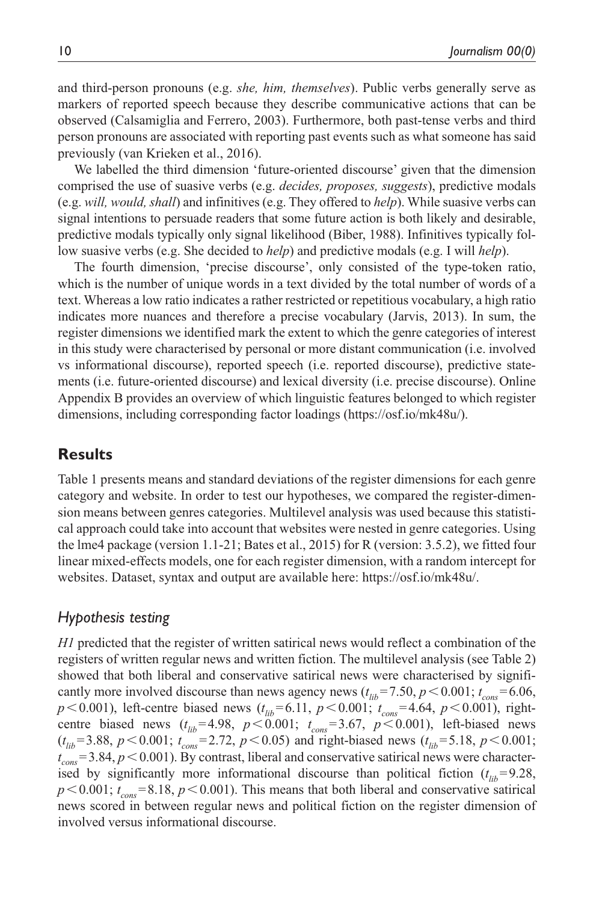and third-person pronouns (e.g. *she, him, themselves*). Public verbs generally serve as markers of reported speech because they describe communicative actions that can be observed (Calsamiglia and Ferrero, 2003). Furthermore, both past-tense verbs and third person pronouns are associated with reporting past events such as what someone has said previously (van Krieken et al., 2016).

We labelled the third dimension 'future-oriented discourse' given that the dimension comprised the use of suasive verbs (e.g. *decides, proposes, suggests*), predictive modals (e.g. *will, would, shall*) and infinitives (e.g. They offered to *help*). While suasive verbs can signal intentions to persuade readers that some future action is both likely and desirable, predictive modals typically only signal likelihood (Biber, 1988). Infinitives typically follow suasive verbs (e.g. She decided to *help*) and predictive modals (e.g. I will *help*).

The fourth dimension, 'precise discourse', only consisted of the type-token ratio, which is the number of unique words in a text divided by the total number of words of a text. Whereas a low ratio indicates a rather restricted or repetitious vocabulary, a high ratio indicates more nuances and therefore a precise vocabulary (Jarvis, 2013). In sum, the register dimensions we identified mark the extent to which the genre categories of interest in this study were characterised by personal or more distant communication (i.e. involved vs informational discourse), reported speech (i.e. reported discourse), predictive statements (i.e. future-oriented discourse) and lexical diversity (i.e. precise discourse). Online Appendix B provides an overview of which linguistic features belonged to which register dimensions, including corresponding factor loadings (https://osf.io/mk48u/).

## Results

Table 1 presents means and standard deviations of the register dimensions for each genre category and website. In order to test our hypotheses, we compared the register-dimension means between genres categories. Multilevel analysis was used because this statistical approach could take into account that websites were nested in genre categories. Using the lme4 package (version 1.1-21; Bates et al., 2015) for R (version: 3.5.2), we fitted four linear mixed-effects models, one for each register dimension, with a random intercept for websites. Dataset, syntax and output are available here: https://osf.io/mk48u/.

### *Hypothesis testing*

*H1* predicted that the register of written satirical news would reflect a combination of the registers of written regular news and written fiction. The multilevel analysis (see Table 2) showed that both liberal and conservative satirical news were characterised by significantly more involved discourse than news agency news ($t_{lib}=7.50$, $p<0.001$; $t_{cons}=6.06$, $p<0.001$), left-centre biased news ($t_{lib}=6.11$, $p<0.001$; $t_{cons}=4.64$, $p<0.001$), right-centre biased news ($t_{lib}=4.98$, $p<0.001$; $t_{cons}=3.67$, $p<0.001$), left-biased news ($t_{lib}=3.88$, $p<0.001$; $t_{cons}=2.72$, $p<0.05$) and right-biased news ($t_{lib}=5.18$, $p<0.001$; $t_{cons}=3.84$, $p<0.001$). By contrast, liberal and conservative satirical news were characterised by significantly more informational discourse than political fiction ($t_{lib}=9.28$, $p<0.001$; $t_{cons}=8.18$, $p<0.001$). This means that both liberal and conservative satirical news scored in between regular news and political fiction on the register dimension of involved versus informational discourse.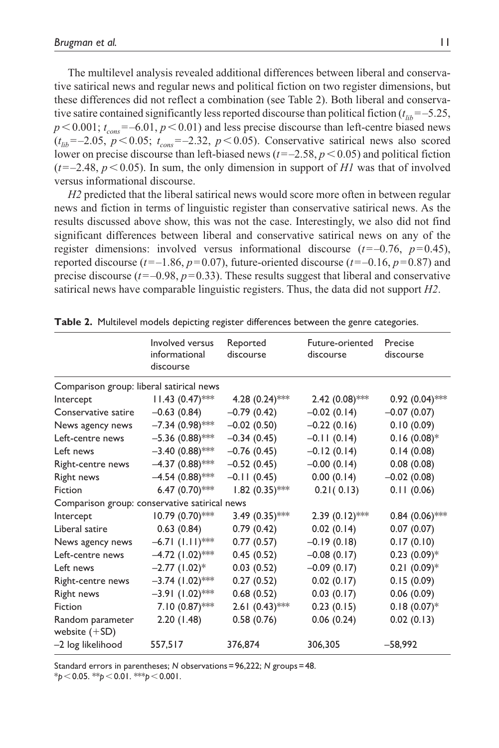The multilevel analysis revealed additional differences between liberal and conservative satirical news and regular news and political fiction on two register dimensions, but these differences did not reflect a combination (see Table 2). Both liberal and conservative satire contained significantly less reported discourse than political fiction ($t_{lib}$=–5.25, $p < 0.001$; $t_{cons}$=–6.01, $p < 0.01$) and less precise discourse than left-centre biased news ($t_{lib}$=–2.05, $p < 0.05$; $t_{cons}$=–2.32, $p < 0.05$). Conservative satirical news also scored lower on precise discourse than left-biased news ($t$=–2.58, $p < 0.05$) and political fiction ($t$=–2.48, $p < 0.05$). In sum, the only dimension in support of *H1* was that of involved versus informational discourse.

*H2* predicted that the liberal satirical news would score more often in between regular news and fiction in terms of linguistic register than conservative satirical news. As the results discussed above show, this was not the case. Interestingly, we also did not find significant differences between liberal and conservative satirical news on any of the register dimensions: involved versus informational discourse ($t$=–0.76, $p$=0.45), reported discourse ($t$=–1.86, $p$=0.07), future-oriented discourse ($t$=–0.16, $p$=0.87) and precise discourse ($t$=–0.98, $p$=0.33). These results suggest that liberal and conservative satirical news have comparable linguistic registers. Thus, the data did not support *H2*.

**Table 2.** Multilevel models depicting register differences between the genre categories.

| | Involved versus informational discourse | Reported discourse | Future-oriented discourse | Precise discourse |
|---|---|---|---|---|
| Comparison group: liberal satirical news | | | | |
| Intercept | 11.43 (0.47)*** | 4.28 (0.24)*** | 2.42 (0.08)*** | 0.92 (0.04)*** |
| Conservative satire | –0.63 (0.84) | –0.79 (0.42) | –0.02 (0.14) | –0.07 (0.07) |
| News agency news | –7.34 (0.98)*** | –0.02 (0.50) | –0.22 (0.16) | 0.10 (0.09) |
| Left-centre news | –5.36 (0.88)*** | –0.34 (0.45) | –0.11 (0.14) | 0.16 (0.08)* |
| Left news | –3.40 (0.88)*** | –0.76 (0.45) | –0.12 (0.14) | 0.14 (0.08) |
| Right-centre news | –4.37 (0.88)*** | –0.52 (0.45) | –0.00 (0.14) | 0.08 (0.08) |
| Right news | –4.54 (0.88)*** | –0.11 (0.45) | 0.00 (0.14) | –0.02 (0.08) |
| Fiction | 6.47 (0.70)*** | 1.82 (0.35)*** | 0.21( 0.13) | 0.11 (0.06) |
| Comparison group: conservative satirical news | | | | |
| Intercept | 10.79 (0.70)*** | 3.49 (0.35)*** | 2.39 (0.12)*** | 0.84 (0.06)*** |
| Liberal satire | 0.63 (0.84) | 0.79 (0.42) | 0.02 (0.14) | 0.07 (0.07) |
| News agency news | –6.71 (1.11)*** | 0.77 (0.57) | –0.19 (0.18) | 0.17 (0.10) |
| Left-centre news | –4.72 (1.02)*** | 0.45 (0.52) | –0.08 (0.17) | 0.23 (0.09)* |
| Left news | –2.77 (1.02)* | 0.03 (0.52) | –0.09 (0.17) | 0.21 (0.09)* |
| Right-centre news | –3.74 (1.02)*** | 0.27 (0.52) | 0.02 (0.17) | 0.15 (0.09) |
| Right news | –3.91 (1.02)*** | 0.68 (0.52) | 0.03 (0.17) | 0.06 (0.09) |
| Fiction | 7.10 (0.87)*** | 2.61 (0.43)*** | 0.23 (0.15) | 0.18 (0.07)* |
| Random parameter website (+SD) | 2.20 (1.48) | 0.58 (0.76) | 0.06 (0.24) | 0.02 (0.13) |
| –2 log likelihood | 557,517 | 376,874 | 306,305 | –58,992 |

Standard errors in parentheses; *N* observations = 96,222; *N* groups = 48.
*$p < 0.05$. **$p < 0.01$. ***$p < 0.001$.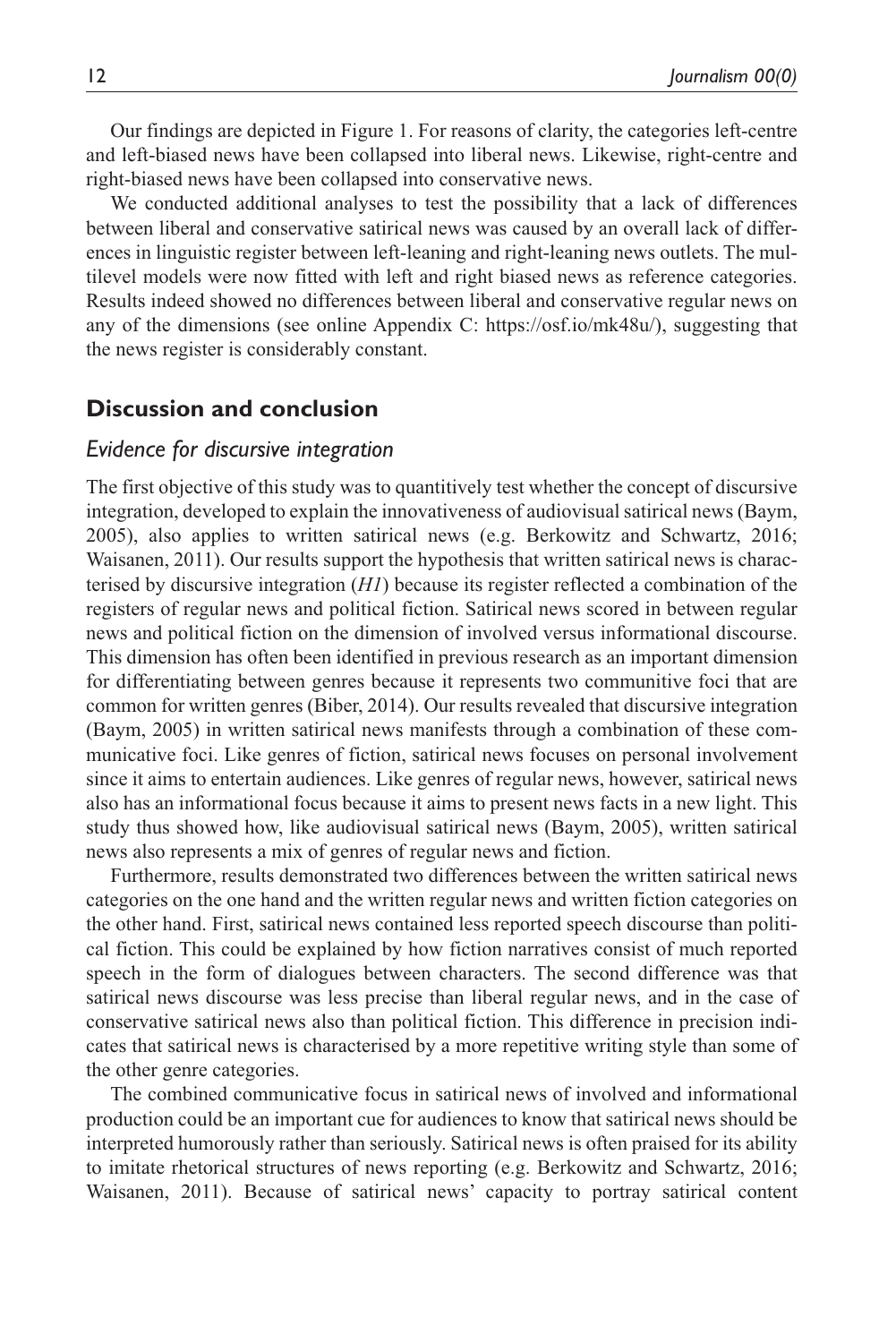Our findings are depicted in Figure 1. For reasons of clarity, the categories left-centre and left-biased news have been collapsed into liberal news. Likewise, right-centre and right-biased news have been collapsed into conservative news.

We conducted additional analyses to test the possibility that a lack of differences between liberal and conservative satirical news was caused by an overall lack of differences in linguistic register between left-leaning and right-leaning news outlets. The multilevel models were now fitted with left and right biased news as reference categories. Results indeed showed no differences between liberal and conservative regular news on any of the dimensions (see online Appendix C: https://osf.io/mk48u/), suggesting that the news register is considerably constant.

## Discussion and conclusion

### *Evidence for discursive integration*

The first objective of this study was to quantitively test whether the concept of discursive integration, developed to explain the innovativeness of audiovisual satirical news (Baym, 2005), also applies to written satirical news (e.g. Berkowitz and Schwartz, 2016; Waisanen, 2011). Our results support the hypothesis that written satirical news is characterised by discursive integration (*H1*) because its register reflected a combination of the registers of regular news and political fiction. Satirical news scored in between regular news and political fiction on the dimension of involved versus informational discourse. This dimension has often been identified in previous research as an important dimension for differentiating between genres because it represents two communitive foci that are common for written genres (Biber, 2014). Our results revealed that discursive integration (Baym, 2005) in written satirical news manifests through a combination of these communicative foci. Like genres of fiction, satirical news focuses on personal involvement since it aims to entertain audiences. Like genres of regular news, however, satirical news also has an informational focus because it aims to present news facts in a new light. This study thus showed how, like audiovisual satirical news (Baym, 2005), written satirical news also represents a mix of genres of regular news and fiction.

Furthermore, results demonstrated two differences between the written satirical news categories on the one hand and the written regular news and written fiction categories on the other hand. First, satirical news contained less reported speech discourse than political fiction. This could be explained by how fiction narratives consist of much reported speech in the form of dialogues between characters. The second difference was that satirical news discourse was less precise than liberal regular news, and in the case of conservative satirical news also than political fiction. This difference in precision indicates that satirical news is characterised by a more repetitive writing style than some of the other genre categories.

The combined communicative focus in satirical news of involved and informational production could be an important cue for audiences to know that satirical news should be interpreted humorously rather than seriously. Satirical news is often praised for its ability to imitate rhetorical structures of news reporting (e.g. Berkowitz and Schwartz, 2016; Waisanen, 2011). Because of satirical news' capacity to portray satirical content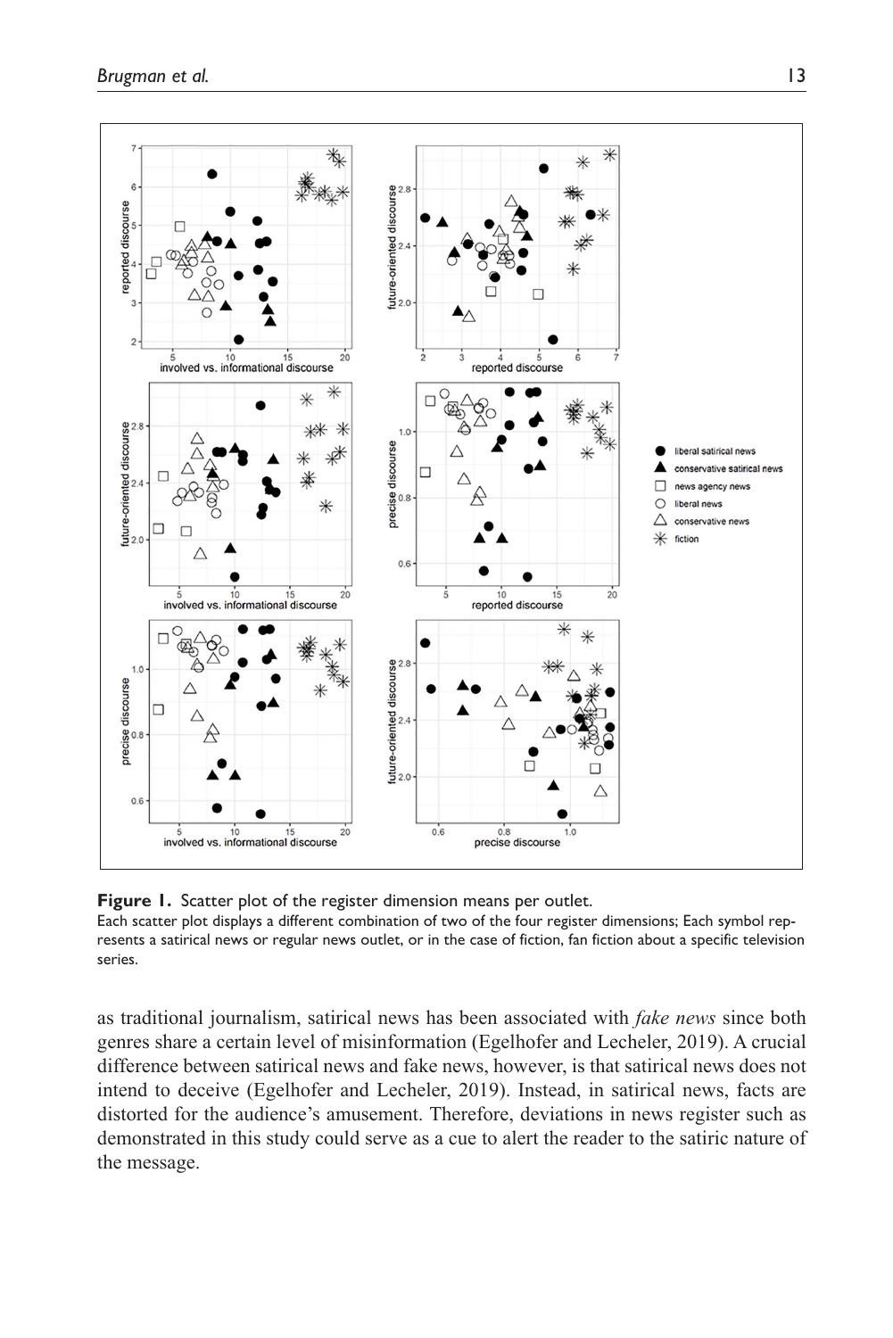**Figure 1.** Scatter plot of the register dimension means per outlet.

Each scatter plot displays a different combination of two of the four register dimensions; Each symbol represents a satirical news or regular news outlet, or in the case of fiction, fan fiction about a specific television series.

as traditional journalism, satirical news has been associated with *fake news* since both genres share a certain level of misinformation (Egelhofer and Lecheler, 2019). A crucial difference between satirical news and fake news, however, is that satirical news does not intend to deceive (Egelhofer and Lecheler, 2019). Instead, in satirical news, facts are distorted for the audience's amusement. Therefore, deviations in news register such as demonstrated in this study could serve as a cue to alert the reader to the satiric nature of the message.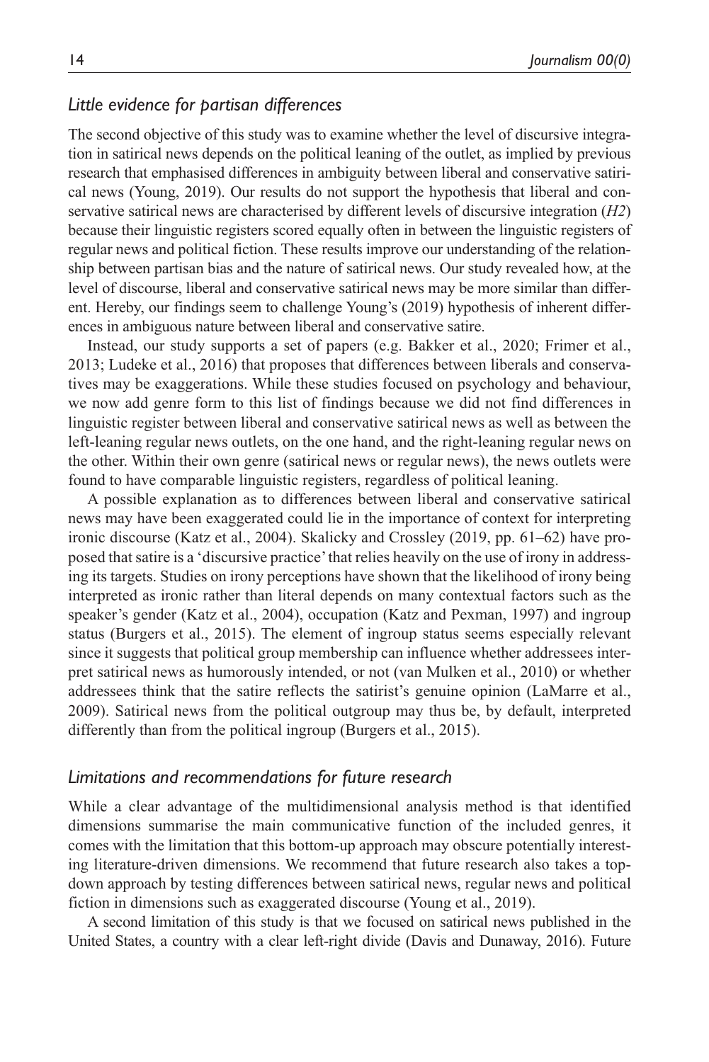### *Little evidence for partisan differences*

The second objective of this study was to examine whether the level of discursive integration in satirical news depends on the political leaning of the outlet, as implied by previous research that emphasised differences in ambiguity between liberal and conservative satirical news (Young, 2019). Our results do not support the hypothesis that liberal and conservative satirical news are characterised by different levels of discursive integration (*H2*) because their linguistic registers scored equally often in between the linguistic registers of regular news and political fiction. These results improve our understanding of the relationship between partisan bias and the nature of satirical news. Our study revealed how, at the level of discourse, liberal and conservative satirical news may be more similar than different. Hereby, our findings seem to challenge Young's (2019) hypothesis of inherent differences in ambiguous nature between liberal and conservative satire.

Instead, our study supports a set of papers (e.g. Bakker et al., 2020; Frimer et al., 2013; Ludeke et al., 2016) that proposes that differences between liberals and conservatives may be exaggerations. While these studies focused on psychology and behaviour, we now add genre form to this list of findings because we did not find differences in linguistic register between liberal and conservative satirical news as well as between the left-leaning regular news outlets, on the one hand, and the right-leaning regular news on the other. Within their own genre (satirical news or regular news), the news outlets were found to have comparable linguistic registers, regardless of political leaning.

A possible explanation as to differences between liberal and conservative satirical news may have been exaggerated could lie in the importance of context for interpreting ironic discourse (Katz et al., 2004). Skalicky and Crossley (2019, pp. 61–62) have proposed that satire is a 'discursive practice' that relies heavily on the use of irony in addressing its targets. Studies on irony perceptions have shown that the likelihood of irony being interpreted as ironic rather than literal depends on many contextual factors such as the speaker's gender (Katz et al., 2004), occupation (Katz and Pexman, 1997) and ingroup status (Burgers et al., 2015). The element of ingroup status seems especially relevant since it suggests that political group membership can influence whether addressees interpret satirical news as humorously intended, or not (van Mulken et al., 2010) or whether addressees think that the satire reflects the satirist's genuine opinion (LaMarre et al., 2009). Satirical news from the political outgroup may thus be, by default, interpreted differently than from the political ingroup (Burgers et al., 2015).

### *Limitations and recommendations for future research*

While a clear advantage of the multidimensional analysis method is that identified dimensions summarise the main communicative function of the included genres, it comes with the limitation that this bottom-up approach may obscure potentially interesting literature-driven dimensions. We recommend that future research also takes a top-down approach by testing differences between satirical news, regular news and political fiction in dimensions such as exaggerated discourse (Young et al., 2019).

A second limitation of this study is that we focused on satirical news published in the United States, a country with a clear left-right divide (Davis and Dunaway, 2016). Future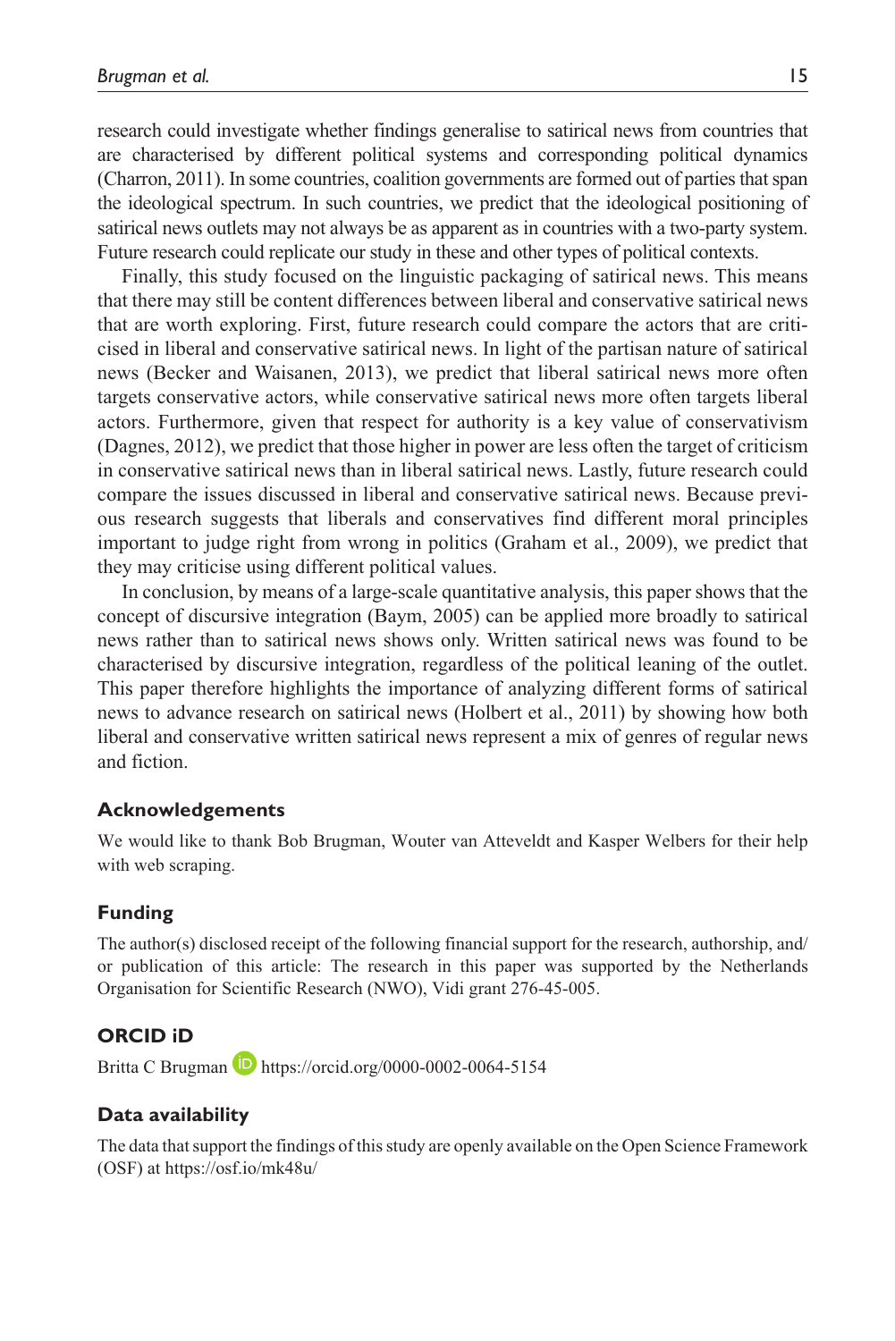research could investigate whether findings generalise to satirical news from countries that are characterised by different political systems and corresponding political dynamics (Charron, 2011). In some countries, coalition governments are formed out of parties that span the ideological spectrum. In such countries, we predict that the ideological positioning of satirical news outlets may not always be as apparent as in countries with a two-party system. Future research could replicate our study in these and other types of political contexts.

Finally, this study focused on the linguistic packaging of satirical news. This means that there may still be content differences between liberal and conservative satirical news that are worth exploring. First, future research could compare the actors that are criticised in liberal and conservative satirical news. In light of the partisan nature of satirical news (Becker and Waisanen, 2013), we predict that liberal satirical news more often targets conservative actors, while conservative satirical news more often targets liberal actors. Furthermore, given that respect for authority is a key value of conservativism (Dagnes, 2012), we predict that those higher in power are less often the target of criticism in conservative satirical news than in liberal satirical news. Lastly, future research could compare the issues discussed in liberal and conservative satirical news. Because previous research suggests that liberals and conservatives find different moral principles important to judge right from wrong in politics (Graham et al., 2009), we predict that they may criticise using different political values.

In conclusion, by means of a large-scale quantitative analysis, this paper shows that the concept of discursive integration (Baym, 2005) can be applied more broadly to satirical news rather than to satirical news shows only. Written satirical news was found to be characterised by discursive integration, regardless of the political leaning of the outlet. This paper therefore highlights the importance of analyzing different forms of satirical news to advance research on satirical news (Holbert et al., 2011) by showing how both liberal and conservative written satirical news represent a mix of genres of regular news and fiction.

### Acknowledgements

We would like to thank Bob Brugman, Wouter van Atteveldt and Kasper Welbers for their help with web scraping.

### Funding

The author(s) disclosed receipt of the following financial support for the research, authorship, and/or publication of this article: The research in this paper was supported by the Netherlands Organisation for Scientific Research (NWO), Vidi grant 276-45-005.

### ORCID iD

Britta C Brugman https://orcid.org/0000-0002-0064-5154

### Data availability

The data that support the findings of this study are openly available on the Open Science Framework (OSF) at https://osf.io/mk48u/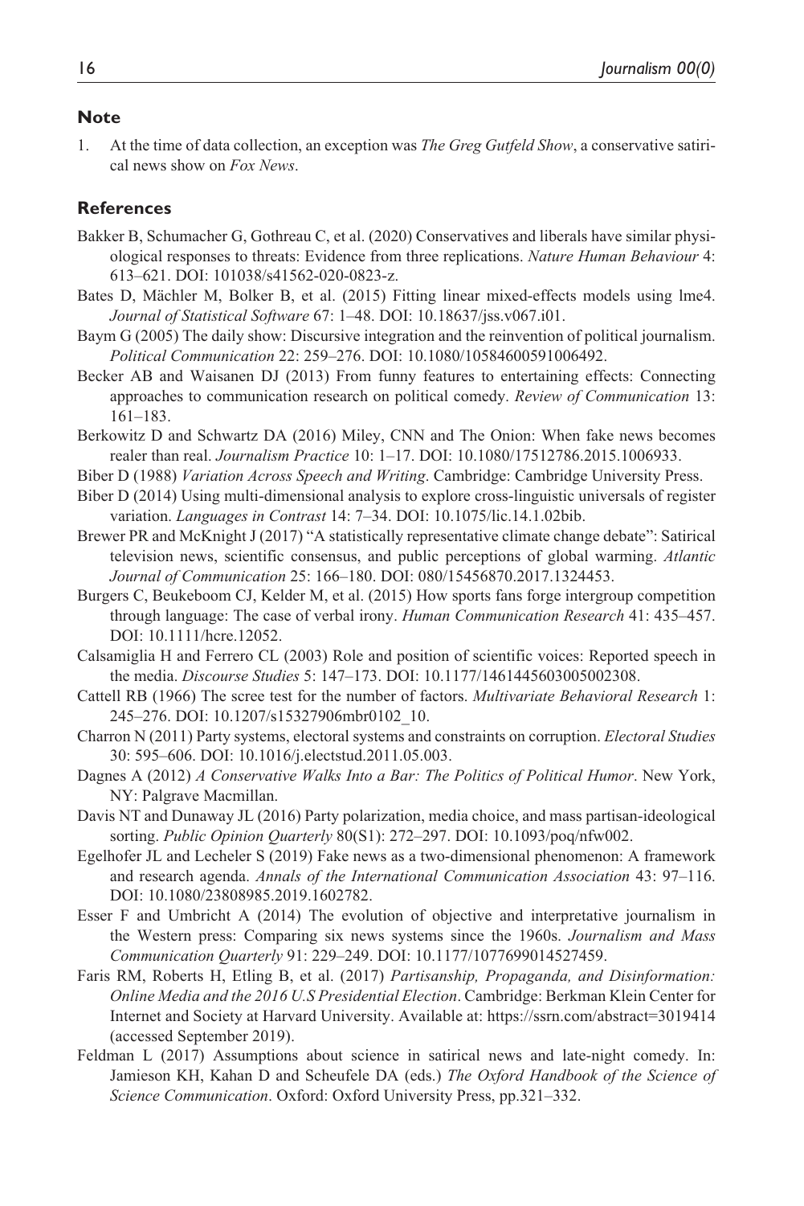## Note

1. At the time of data collection, an exception was *The Greg Gutfeld Show*, a conservative satirical news show on *Fox News*.

## References

Bakker B, Schumacher G, Gothreau C, et al. (2020) Conservatives and liberals have similar physiological responses to threats: Evidence from three replications. *Nature Human Behaviour* 4: 613–621. DOI: 101038/s41562-020-0823-z.

Bates D, Mächler M, Bolker B, et al. (2015) Fitting linear mixed-effects models using lme4. *Journal of Statistical Software* 67: 1–48. DOI: 10.18637/jss.v067.i01.

Baym G (2005) The daily show: Discursive integration and the reinvention of political journalism. *Political Communication* 22: 259–276. DOI: 10.1080/10584600591006492.

Becker AB and Waisanen DJ (2013) From funny features to entertaining effects: Connecting approaches to communication research on political comedy. *Review of Communication* 13: 161–183.

Berkowitz D and Schwartz DA (2016) Miley, CNN and The Onion: When fake news becomes realer than real. *Journalism Practice* 10: 1–17. DOI: 10.1080/17512786.2015.1006933.

Biber D (1988) *Variation Across Speech and Writing*. Cambridge: Cambridge University Press.

Biber D (2014) Using multi-dimensional analysis to explore cross-linguistic universals of register variation. *Languages in Contrast* 14: 7–34. DOI: 10.1075/lic.14.1.02bib.

Brewer PR and McKnight J (2017) "A statistically representative climate change debate": Satirical television news, scientific consensus, and public perceptions of global warming. *Atlantic Journal of Communication* 25: 166–180. DOI: 080/15456870.2017.1324453.

Burgers C, Beukeboom CJ, Kelder M, et al. (2015) How sports fans forge intergroup competition through language: The case of verbal irony. *Human Communication Research* 41: 435–457. DOI: 10.1111/hcre.12052.

Calsamiglia H and Ferrero CL (2003) Role and position of scientific voices: Reported speech in the media. *Discourse Studies* 5: 147–173. DOI: 10.1177/1461445603005002308.

Cattell RB (1966) The scree test for the number of factors. *Multivariate Behavioral Research* 1: 245–276. DOI: 10.1207/s15327906mbr0102_10.

Charron N (2011) Party systems, electoral systems and constraints on corruption. *Electoral Studies* 30: 595–606. DOI: 10.1016/j.electstud.2011.05.003.

Dagnes A (2012) *A Conservative Walks Into a Bar: The Politics of Political Humor*. New York, NY: Palgrave Macmillan.

Davis NT and Dunaway JL (2016) Party polarization, media choice, and mass partisan-ideological sorting. *Public Opinion Quarterly* 80(S1): 272–297. DOI: 10.1093/poq/nfw002.

Egelhofer JL and Lecheler S (2019) Fake news as a two-dimensional phenomenon: A framework and research agenda. *Annals of the International Communication Association* 43: 97–116. DOI: 10.1080/23808985.2019.1602782.

Esser F and Umbricht A (2014) The evolution of objective and interpretative journalism in the Western press: Comparing six news systems since the 1960s. *Journalism and Mass Communication Quarterly* 91: 229–249. DOI: 10.1177/1077699014527459.

Faris RM, Roberts H, Etling B, et al. (2017) *Partisanship, Propaganda, and Disinformation: Online Media and the 2016 U.S Presidential Election*. Cambridge: Berkman Klein Center for Internet and Society at Harvard University. Available at: https://ssrn.com/abstract=3019414 (accessed September 2019).

Feldman L (2017) Assumptions about science in satirical news and late-night comedy. In: Jamieson KH, Kahan D and Scheufele DA (eds.) *The Oxford Handbook of the Science of Science Communication*. Oxford: Oxford University Press, pp.321–332.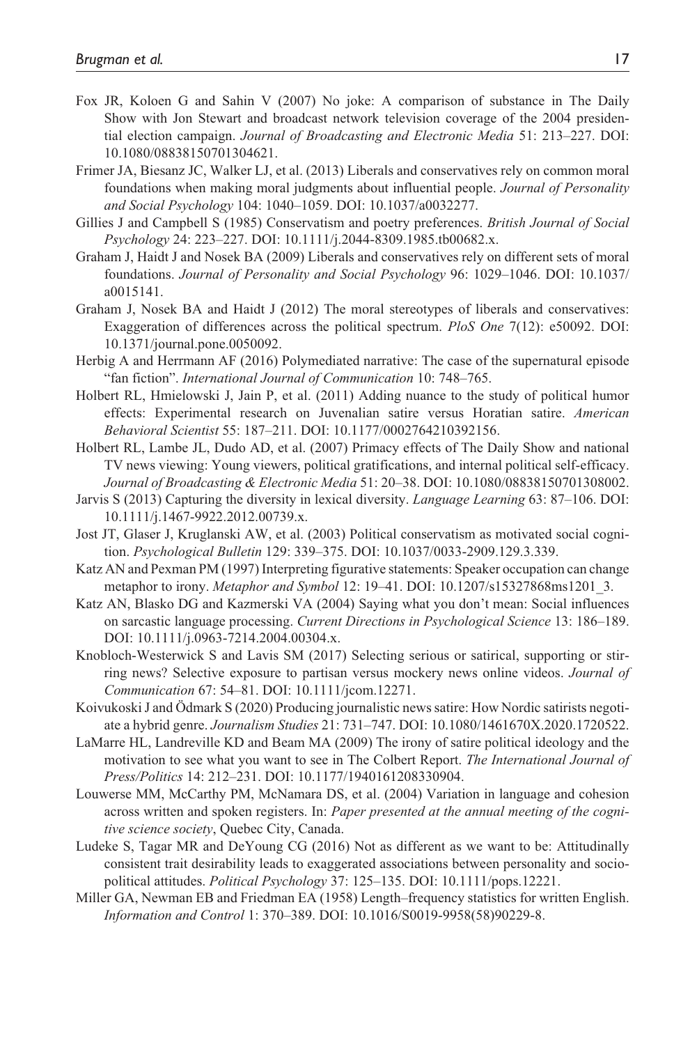Fox JR, Koloen G and Sahin V (2007) No joke: A comparison of substance in The Daily Show with Jon Stewart and broadcast network television coverage of the 2004 presidential election campaign. *Journal of Broadcasting and Electronic Media* 51: 213–227. DOI: 10.1080/08838150701304621.

Frimer JA, Biesanz JC, Walker LJ, et al. (2013) Liberals and conservatives rely on common moral foundations when making moral judgments about influential people. *Journal of Personality and Social Psychology* 104: 1040–1059. DOI: 10.1037/a0032277.

Gillies J and Campbell S (1985) Conservatism and poetry preferences. *British Journal of Social Psychology* 24: 223–227. DOI: 10.1111/j.2044-8309.1985.tb00682.x.

Graham J, Haidt J and Nosek BA (2009) Liberals and conservatives rely on different sets of moral foundations. *Journal of Personality and Social Psychology* 96: 1029–1046. DOI: 10.1037/a0015141.

Graham J, Nosek BA and Haidt J (2012) The moral stereotypes of liberals and conservatives: Exaggeration of differences across the political spectrum. *PloS One* 7(12): e50092. DOI: 10.1371/journal.pone.0050092.

Herbig A and Herrmann AF (2016) Polymediated narrative: The case of the supernatural episode "fan fiction". *International Journal of Communication* 10: 748–765.

Holbert RL, Hmielowski J, Jain P, et al. (2011) Adding nuance to the study of political humor effects: Experimental research on Juvenalian satire versus Horatian satire. *American Behavioral Scientist* 55: 187–211. DOI: 10.1177/0002764210392156.

Holbert RL, Lambe JL, Dudo AD, et al. (2007) Primacy effects of The Daily Show and national TV news viewing: Young viewers, political gratifications, and internal political self-efficacy. *Journal of Broadcasting & Electronic Media* 51: 20–38. DOI: 10.1080/08838150701308002.

Jarvis S (2013) Capturing the diversity in lexical diversity. *Language Learning* 63: 87–106. DOI: 10.1111/j.1467-9922.2012.00739.x.

Jost JT, Glaser J, Kruglanski AW, et al. (2003) Political conservatism as motivated social cognition. *Psychological Bulletin* 129: 339–375. DOI: 10.1037/0033-2909.129.3.339.

Katz AN and Pexman PM (1997) Interpreting figurative statements: Speaker occupation can change metaphor to irony. *Metaphor and Symbol* 12: 19–41. DOI: 10.1207/s15327868ms1201_3.

Katz AN, Blasko DG and Kazmerski VA (2004) Saying what you don't mean: Social influences on sarcastic language processing. *Current Directions in Psychological Science* 13: 186–189. DOI: 10.1111/j.0963-7214.2004.00304.x.

Knobloch-Westerwick S and Lavis SM (2017) Selecting serious or satirical, supporting or stirring news? Selective exposure to partisan versus mockery news online videos. *Journal of Communication* 67: 54–81. DOI: 10.1111/jcom.12271.

Koivukoski J and Ödmark S (2020) Producing journalistic news satire: How Nordic satirists negotiate a hybrid genre. *Journalism Studies* 21: 731–747. DOI: 10.1080/1461670X.2020.1720522.

LaMarre HL, Landreville KD and Beam MA (2009) The irony of satire political ideology and the motivation to see what you want to see in The Colbert Report. *The International Journal of Press/Politics* 14: 212–231. DOI: 10.1177/1940161208330904.

Louwerse MM, McCarthy PM, McNamara DS, et al. (2004) Variation in language and cohesion across written and spoken registers. In: *Paper presented at the annual meeting of the cognitive science society*, Quebec City, Canada.

Ludeke S, Tagar MR and DeYoung CG (2016) Not as different as we want to be: Attitudinally consistent trait desirability leads to exaggerated associations between personality and sociopolitical attitudes. *Political Psychology* 37: 125–135. DOI: 10.1111/pops.12221.

Miller GA, Newman EB and Friedman EA (1958) Length–frequency statistics for written English. *Information and Control* 1: 370–389. DOI: 10.1016/S0019-9958(58)90229-8.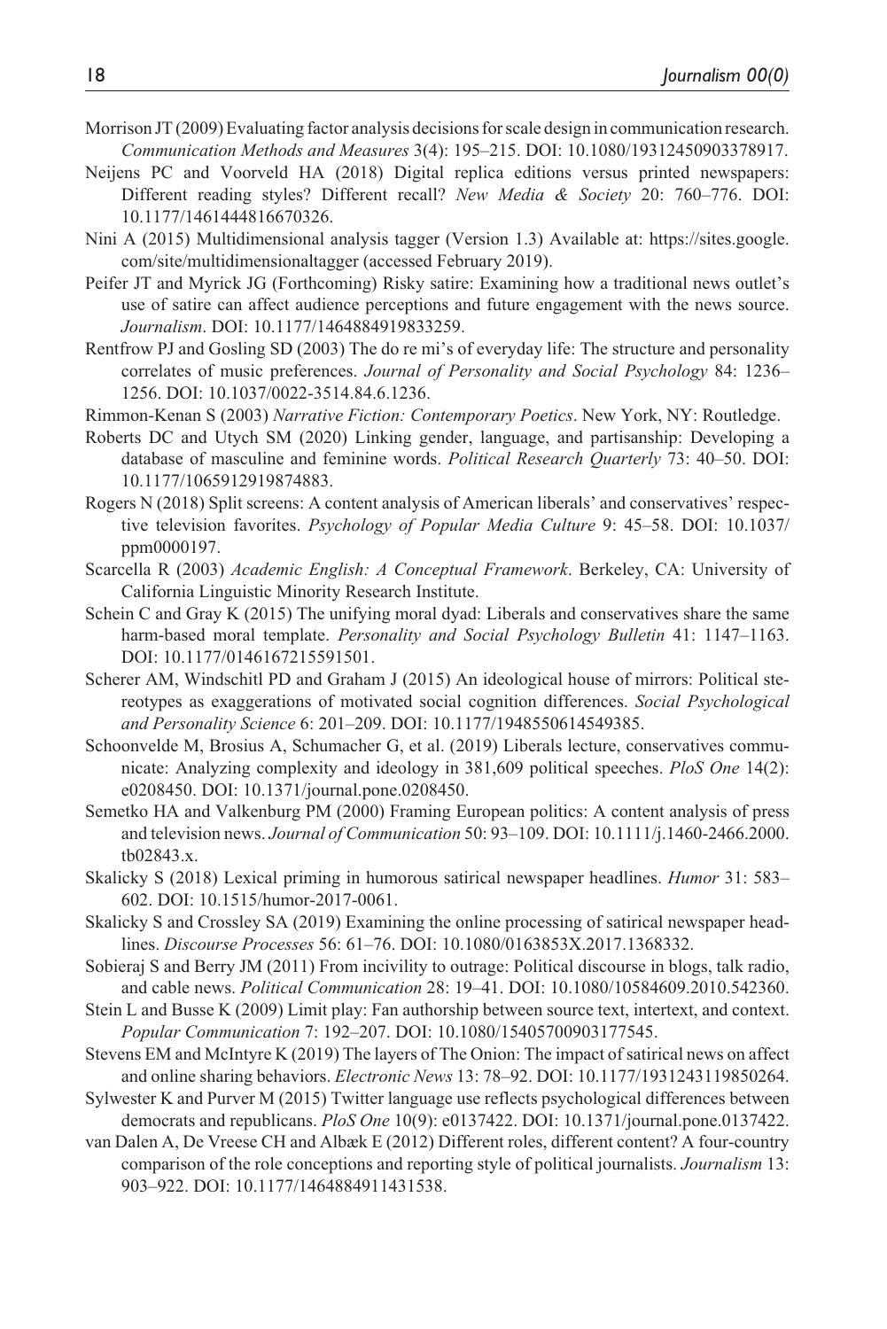Morrison JT (2009) Evaluating factor analysis decisions for scale design in communication research. *Communication Methods and Measures* 3(4): 195–215. DOI: 10.1080/19312450903378917.

Neijens PC and Voorveld HA (2018) Digital replica editions versus printed newspapers: Different reading styles? Different recall? *New Media & Society* 20: 760–776. DOI: 10.1177/1461444816670326.

Nini A (2015) Multidimensional analysis tagger (Version 1.3) Available at: https://sites.google.com/site/multidimensionaltagger (accessed February 2019).

Peifer JT and Myrick JG (Forthcoming) Risky satire: Examining how a traditional news outlet's use of satire can affect audience perceptions and future engagement with the news source. *Journalism*. DOI: 10.1177/1464884919833259.

Rentfrow PJ and Gosling SD (2003) The do re mi's of everyday life: The structure and personality correlates of music preferences. *Journal of Personality and Social Psychology* 84: 1236–1256. DOI: 10.1037/0022-3514.84.6.1236.

Rimmon-Kenan S (2003) *Narrative Fiction: Contemporary Poetics*. New York, NY: Routledge.

Roberts DC and Utych SM (2020) Linking gender, language, and partisanship: Developing a database of masculine and feminine words. *Political Research Quarterly* 73: 40–50. DOI: 10.1177/1065912919874883.

Rogers N (2018) Split screens: A content analysis of American liberals' and conservatives' respective television favorites. *Psychology of Popular Media Culture* 9: 45–58. DOI: 10.1037/ppm0000197.

Scarcella R (2003) *Academic English: A Conceptual Framework*. Berkeley, CA: University of California Linguistic Minority Research Institute.

Schein C and Gray K (2015) The unifying moral dyad: Liberals and conservatives share the same harm-based moral template. *Personality and Social Psychology Bulletin* 41: 1147–1163. DOI: 10.1177/0146167215591501.

Scherer AM, Windschitl PD and Graham J (2015) An ideological house of mirrors: Political stereotypes as exaggerations of motivated social cognition differences. *Social Psychological and Personality Science* 6: 201–209. DOI: 10.1177/1948550614549385.

Schoonvelde M, Brosius A, Schumacher G, et al. (2019) Liberals lecture, conservatives communicate: Analyzing complexity and ideology in 381,609 political speeches. *PloS One* 14(2): e0208450. DOI: 10.1371/journal.pone.0208450.

Semetko HA and Valkenburg PM (2000) Framing European politics: A content analysis of press and television news. *Journal of Communication* 50: 93–109. DOI: 10.1111/j.1460-2466.2000.tb02843.x.

Skalicky S (2018) Lexical priming in humorous satirical newspaper headlines. *Humor* 31: 583–602. DOI: 10.1515/humor-2017-0061.

Skalicky S and Crossley SA (2019) Examining the online processing of satirical newspaper headlines. *Discourse Processes* 56: 61–76. DOI: 10.1080/0163853X.2017.1368332.

Sobieraj S and Berry JM (2011) From incivility to outrage: Political discourse in blogs, talk radio, and cable news. *Political Communication* 28: 19–41. DOI: 10.1080/10584609.2010.542360.

Stein L and Busse K (2009) Limit play: Fan authorship between source text, intertext, and context. *Popular Communication* 7: 192–207. DOI: 10.1080/15405700903177545.

Stevens EM and McIntyre K (2019) The layers of The Onion: The impact of satirical news on affect and online sharing behaviors. *Electronic News* 13: 78–92. DOI: 10.1177/1931243119850264.

Sylwester K and Purver M (2015) Twitter language use reflects psychological differences between democrats and republicans. *PloS One* 10(9): e0137422. DOI: 10.1371/journal.pone.0137422.

van Dalen A, De Vreese CH and Albæk E (2012) Different roles, different content? A four-country comparison of the role conceptions and reporting style of political journalists. *Journalism* 13: 903–922. DOI: 10.1177/1464884911431538.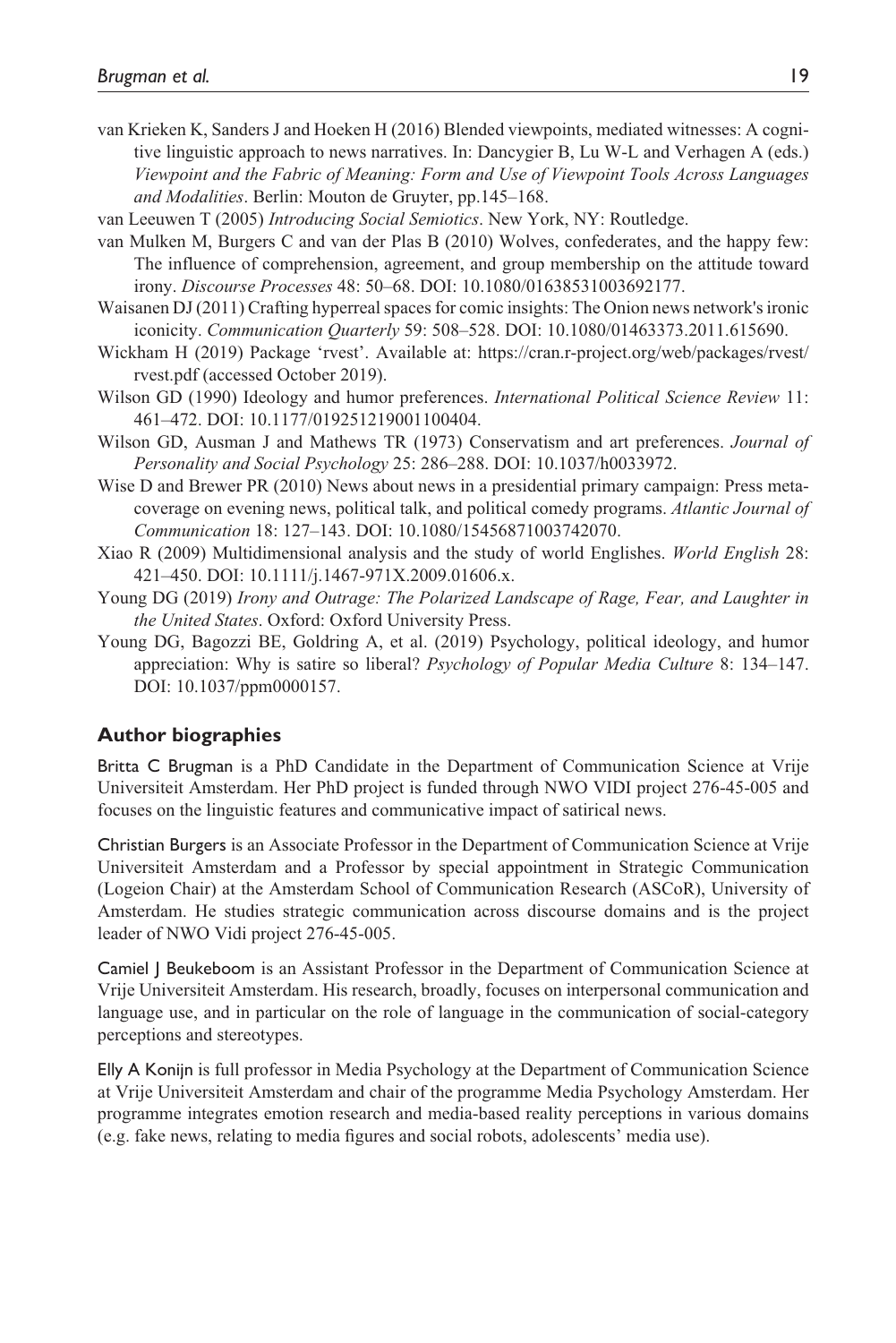van Krieken K, Sanders J and Hoeken H (2016) Blended viewpoints, mediated witnesses: A cognitive linguistic approach to news narratives. In: Dancygier B, Lu W-L and Verhagen A (eds.) *Viewpoint and the Fabric of Meaning: Form and Use of Viewpoint Tools Across Languages and Modalities*. Berlin: Mouton de Gruyter, pp.145–168.

van Leeuwen T (2005) *Introducing Social Semiotics*. New York, NY: Routledge.

van Mulken M, Burgers C and van der Plas B (2010) Wolves, confederates, and the happy few: The influence of comprehension, agreement, and group membership on the attitude toward irony. *Discourse Processes* 48: 50–68. DOI: 10.1080/01638531003692177.

Waisanen DJ (2011) Crafting hyperreal spaces for comic insights: The Onion news network's ironic iconicity. *Communication Quarterly* 59: 508–528. DOI: 10.1080/01463373.2011.615690.

Wickham H (2019) Package 'rvest'. Available at: https://cran.r-project.org/web/packages/rvest/rvest.pdf (accessed October 2019).

Wilson GD (1990) Ideology and humor preferences. *International Political Science Review* 11: 461–472. DOI: 10.1177/019251219001100404.

Wilson GD, Ausman J and Mathews TR (1973) Conservatism and art preferences. *Journal of Personality and Social Psychology* 25: 286–288. DOI: 10.1037/h0033972.

Wise D and Brewer PR (2010) News about news in a presidential primary campaign: Press metacoverage on evening news, political talk, and political comedy programs. *Atlantic Journal of Communication* 18: 127–143. DOI: 10.1080/15456871003742070.

Xiao R (2009) Multidimensional analysis and the study of world Englishes. *World English* 28: 421–450. DOI: 10.1111/j.1467-971X.2009.01606.x.

Young DG (2019) *Irony and Outrage: The Polarized Landscape of Rage, Fear, and Laughter in the United States*. Oxford: Oxford University Press.

Young DG, Bagozzi BE, Goldring A, et al. (2019) Psychology, political ideology, and humor appreciation: Why is satire so liberal? *Psychology of Popular Media Culture* 8: 134–147. DOI: 10.1037/ppm0000157.

## Author biographies

Britta C Brugman is a PhD Candidate in the Department of Communication Science at Vrije Universiteit Amsterdam. Her PhD project is funded through NWO VIDI project 276-45-005 and focuses on the linguistic features and communicative impact of satirical news.

Christian Burgers is an Associate Professor in the Department of Communication Science at Vrije Universiteit Amsterdam and a Professor by special appointment in Strategic Communication (Logeion Chair) at the Amsterdam School of Communication Research (ASCoR), University of Amsterdam. He studies strategic communication across discourse domains and is the project leader of NWO Vidi project 276-45-005.

Camiel J Beukeboom is an Assistant Professor in the Department of Communication Science at Vrije Universiteit Amsterdam. His research, broadly, focuses on interpersonal communication and language use, and in particular on the role of language in the communication of social-category perceptions and stereotypes.

Elly A Konijn is full professor in Media Psychology at the Department of Communication Science at Vrije Universiteit Amsterdam and chair of the programme Media Psychology Amsterdam. Her programme integrates emotion research and media-based reality perceptions in various domains (e.g. fake news, relating to media figures and social robots, adolescents' media use).